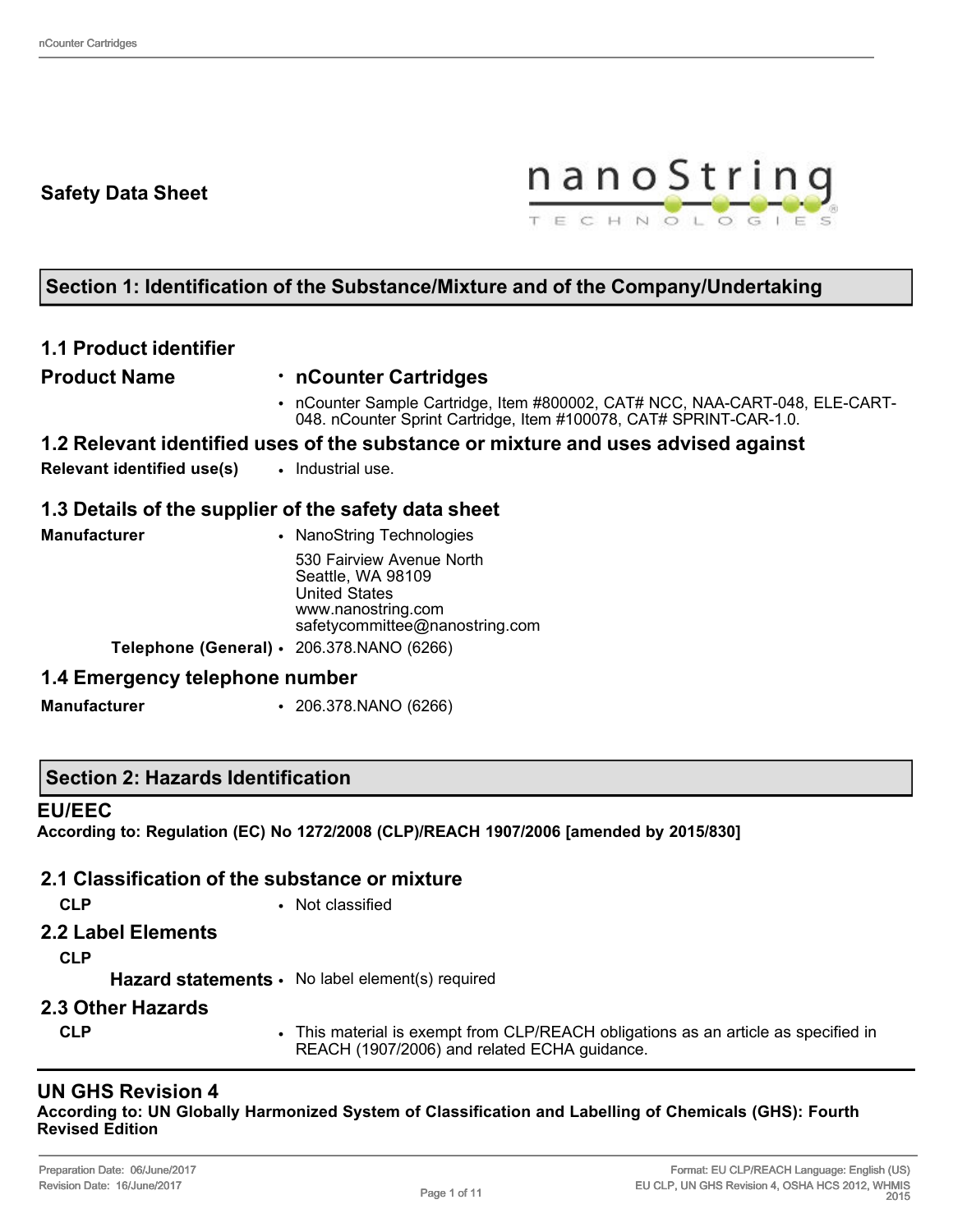# Safety Data Sheet

## Section 1: Identification of the Substance/Mixture and of the Company/Undertaking

### 1.1 Product identifier

| | |
|---|---|
| **Product Name** | • **nCounter Cartridges** |
| | • nCounter Sample Cartridge, Item #800002, CAT# NCC, NAA-CART-048, ELE-CART-048. nCounter Sprint Cartridge, Item #100078, CAT# SPRINT-CAR-1.0. |

### 1.2 Relevant identified uses of the substance or mixture and uses advised against

| | |
|---|---|
| **Relevant identified use(s)** | • Industrial use. |

### 1.3 Details of the supplier of the safety data sheet

| | |
|---|---|
| **Manufacturer** | • NanoString Technologies<br>530 Fairview Avenue North<br>Seattle, WA 98109<br>United States<br>www.nanostring.com<br>safetycommittee@nanostring.com |
| **Telephone (General)** | • 206.378.NANO (6266) |

### 1.4 Emergency telephone number

| | |
|---|---|
| **Manufacturer** | • 206.378.NANO (6266) |

## Section 2: Hazards Identification

### EU/EEC

**According to: Regulation (EC) No 1272/2008 (CLP)/REACH 1907/2006 [amended by 2015/830]**

### 2.1 Classification of the substance or mixture

| | |
|---|---|
| **CLP** | • Not classified |

### 2.2 Label Elements

**CLP**

| | |
|---|---|
| **Hazard statements** | • No label element(s) required |

### 2.3 Other Hazards

| | |
|---|---|
| **CLP** | • This material is exempt from CLP/REACH obligations as an article as specified in REACH (1907/2006) and related ECHA guidance. |

### UN GHS Revision 4

**According to: UN Globally Harmonized System of Classification and Labelling of Chemicals (GHS): Fourth Revised Edition**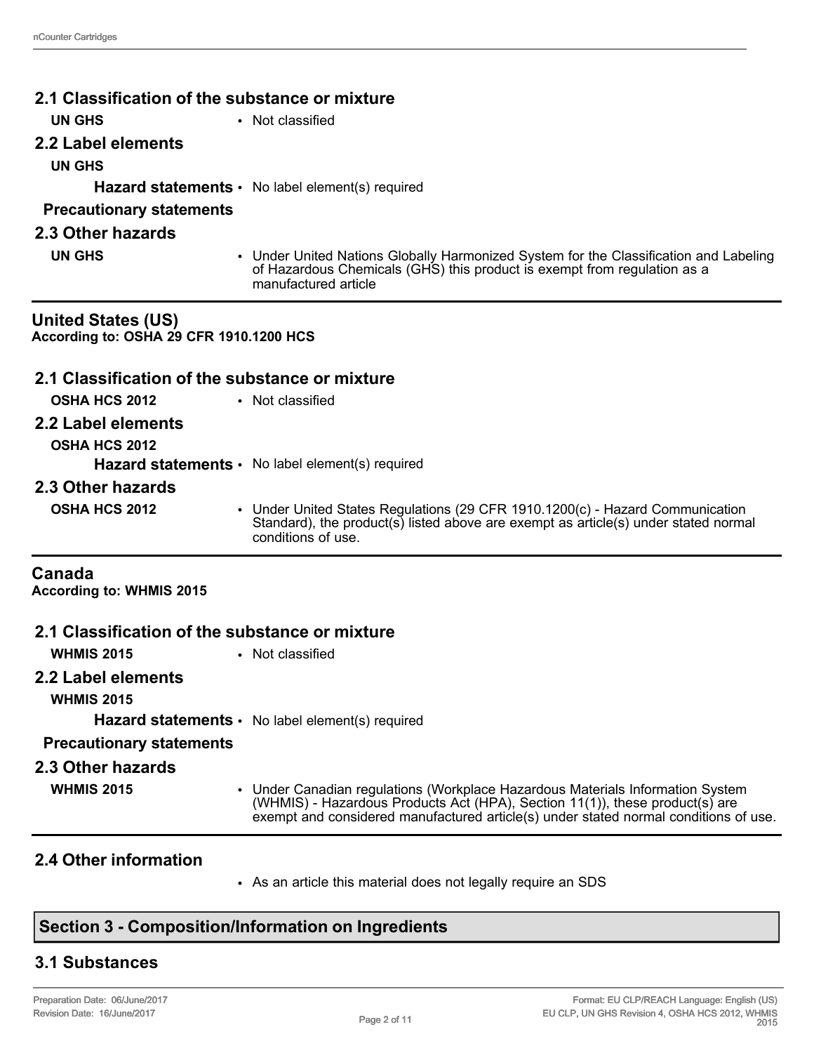## 2.1 Classification of the substance or mixture

**UN GHS**
- Not classified

## 2.2 Label elements

**UN GHS**

**Hazard statements**
- No label element(s) required

**Precautionary statements**

## 2.3 Other hazards

**UN GHS**
- Under United Nations Globally Harmonized System for the Classification and Labeling of Hazardous Chemicals (GHS) this product is exempt from regulation as a manufactured article

## United States (US)

**According to: OSHA 29 CFR 1910.1200 HCS**

## 2.1 Classification of the substance or mixture

**OSHA HCS 2012**
- Not classified

## 2.2 Label elements

**OSHA HCS 2012**

**Hazard statements**
- No label element(s) required

## 2.3 Other hazards

**OSHA HCS 2012**
- Under United States Regulations (29 CFR 1910.1200(c) - Hazard Communication Standard), the product(s) listed above are exempt as article(s) under stated normal conditions of use.

## Canada

**According to: WHMIS 2015**

## 2.1 Classification of the substance or mixture

**WHMIS 2015**
- Not classified

## 2.2 Label elements

**WHMIS 2015**

**Hazard statements**
- No label element(s) required

**Precautionary statements**

## 2.3 Other hazards

**WHMIS 2015**
- Under Canadian regulations (Workplace Hazardous Materials Information System (WHMIS) - Hazardous Products Act (HPA), Section 11(1)), these product(s) are exempt and considered manufactured article(s) under stated normal conditions of use.

## 2.4 Other information

- As an article this material does not legally require an SDS

# Section 3 - Composition/Information on Ingredients

## 3.1 Substances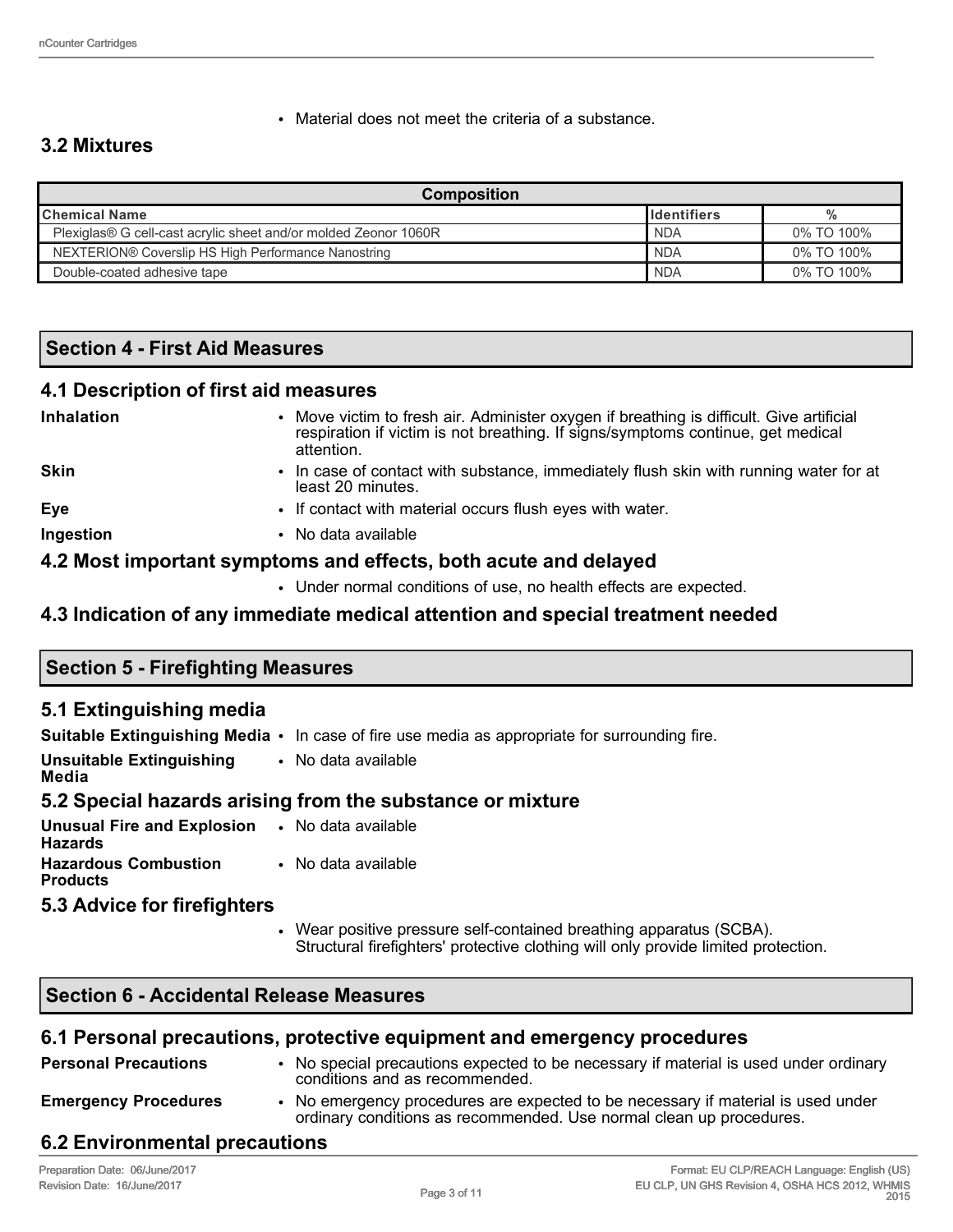- Material does not meet the criteria of a substance.

## 3.2 Mixtures

| Composition | | |
|---|---|---|
| **Chemical Name** | **Identifiers** | **%** |
| Plexiglas® G cell-cast acrylic sheet and/or molded Zeonor 1060R | NDA | 0% TO 100% |
| NEXTERION® Coverslip HS High Performance Nanostring | NDA | 0% TO 100% |
| Double-coated adhesive tape | NDA | 0% TO 100% |

## Section 4 - First Aid Measures

### 4.1 Description of first aid measures

**Inhalation**
- Move victim to fresh air. Administer oxygen if breathing is difficult. Give artificial respiration if victim is not breathing. If signs/symptoms continue, get medical attention.

**Skin**
- In case of contact with substance, immediately flush skin with running water for at least 20 minutes.

**Eye**
- If contact with material occurs flush eyes with water.

**Ingestion**
- No data available

### 4.2 Most important symptoms and effects, both acute and delayed

- Under normal conditions of use, no health effects are expected.

### 4.3 Indication of any immediate medical attention and special treatment needed

## Section 5 - Firefighting Measures

### 5.1 Extinguishing media

**Suitable Extinguishing Media**
- In case of fire use media as appropriate for surrounding fire.

**Unsuitable Extinguishing Media**
- No data available

### 5.2 Special hazards arising from the substance or mixture

**Unusual Fire and Explosion Hazards**
- No data available

**Hazardous Combustion Products**
- No data available

### 5.3 Advice for firefighters

- Wear positive pressure self-contained breathing apparatus (SCBA). Structural firefighters' protective clothing will only provide limited protection.

## Section 6 - Accidental Release Measures

### 6.1 Personal precautions, protective equipment and emergency procedures

**Personal Precautions**
- No special precautions expected to be necessary if material is used under ordinary conditions and as recommended.

**Emergency Procedures**
- No emergency procedures are expected to be necessary if material is used under ordinary conditions as recommended. Use normal clean up procedures.

### 6.2 Environmental precautions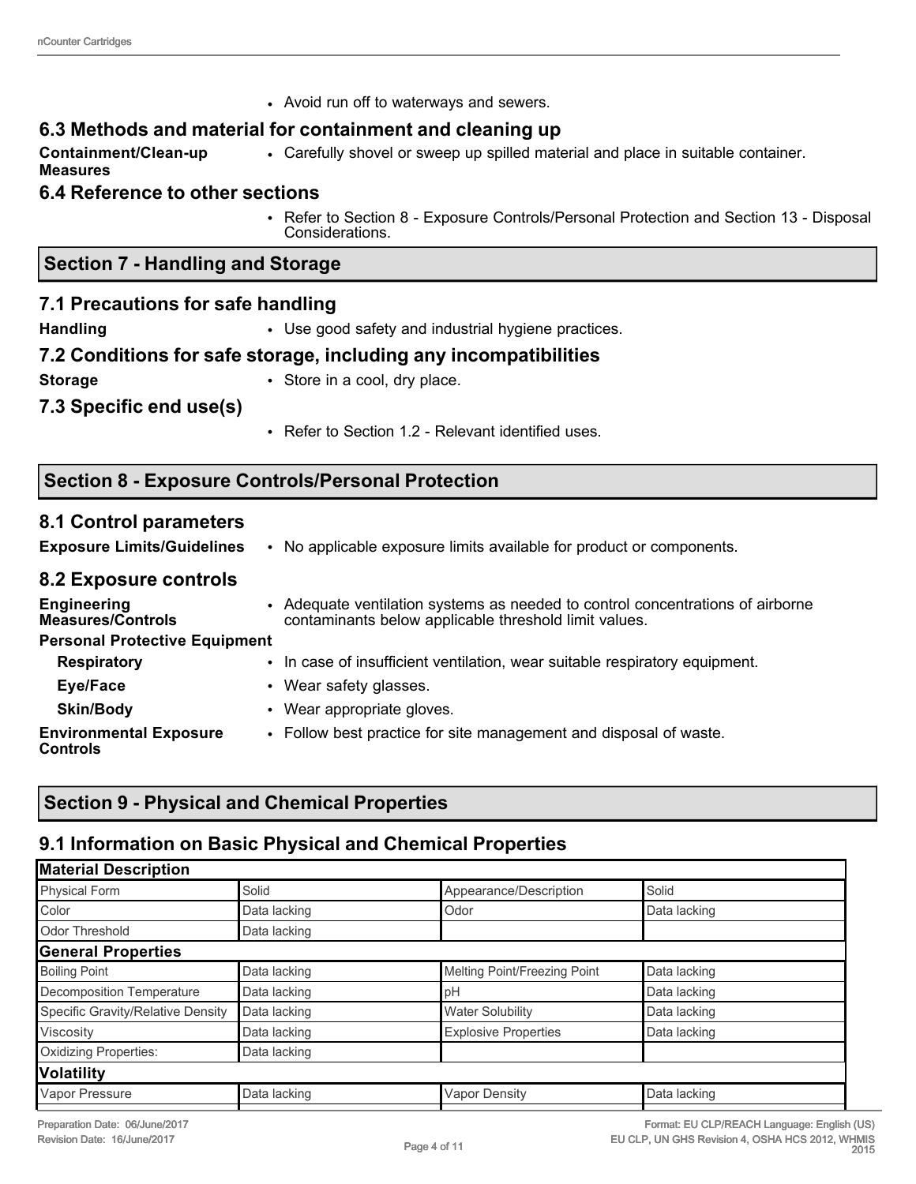- Avoid run off to waterways and sewers.

### 6.3 Methods and material for containment and cleaning up

**Containment/Clean-up Measures**
- Carefully shovel or sweep up spilled material and place in suitable container.

### 6.4 Reference to other sections

- Refer to Section 8 - Exposure Controls/Personal Protection and Section 13 - Disposal Considerations.

## Section 7 - Handling and Storage

### 7.1 Precautions for safe handling

**Handling**
- Use good safety and industrial hygiene practices.

### 7.2 Conditions for safe storage, including any incompatibilities

**Storage**
- Store in a cool, dry place.

### 7.3 Specific end use(s)

- Refer to Section 1.2 - Relevant identified uses.

## Section 8 - Exposure Controls/Personal Protection

### 8.1 Control parameters

**Exposure Limits/Guidelines**
- No applicable exposure limits available for product or components.

### 8.2 Exposure controls

**Engineering Measures/Controls**
- Adequate ventilation systems as needed to control concentrations of airborne contaminants below applicable threshold limit values.

**Personal Protective Equipment**

**Respiratory**
- In case of insufficient ventilation, wear suitable respiratory equipment.

**Eye/Face**
- Wear safety glasses.

**Skin/Body**
- Wear appropriate gloves.

**Environmental Exposure Controls**
- Follow best practice for site management and disposal of waste.

## Section 9 - Physical and Chemical Properties

### 9.1 Information on Basic Physical and Chemical Properties

| **Material Description** | | | |
|---|---|---|---|
| Physical Form | Solid | Appearance/Description | Solid |
| Color | Data lacking | Odor | Data lacking |
| Odor Threshold | Data lacking | | |
| **General Properties** | | | |
| Boiling Point | Data lacking | Melting Point/Freezing Point | Data lacking |
| Decomposition Temperature | Data lacking | pH | Data lacking |
| Specific Gravity/Relative Density | Data lacking | Water Solubility | Data lacking |
| Viscosity | Data lacking | Explosive Properties | Data lacking |
| Oxidizing Properties: | Data lacking | | |
| **Volatility** | | | |
| Vapor Pressure | Data lacking | Vapor Density | Data lacking |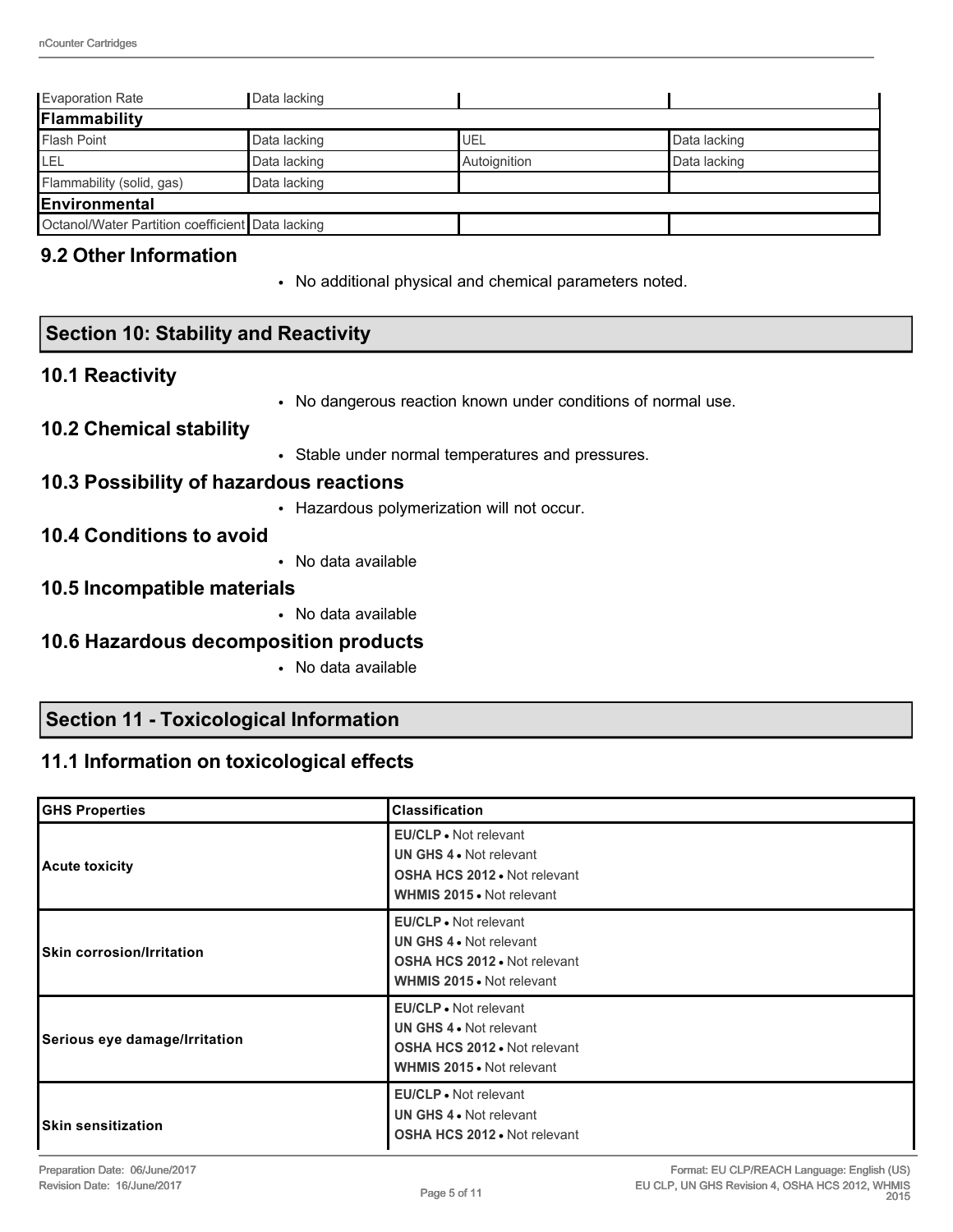| Evaporation Rate | Data lacking | | |
|---|---|---|---|
| **Flammability** | | | |
| Flash Point | Data lacking | UEL | Data lacking |
| LEL | Data lacking | Autoignition | Data lacking |
| Flammability (solid, gas) | Data lacking | | |
| **Environmental** | | | |
| Octanol/Water Partition coefficient | Data lacking | | |

## 9.2 Other Information

- No additional physical and chemical parameters noted.

## Section 10: Stability and Reactivity

### 10.1 Reactivity

- No dangerous reaction known under conditions of normal use.

### 10.2 Chemical stability

- Stable under normal temperatures and pressures.

### 10.3 Possibility of hazardous reactions

- Hazardous polymerization will not occur.

### 10.4 Conditions to avoid

- No data available

### 10.5 Incompatible materials

- No data available

### 10.6 Hazardous decomposition products

- No data available

## Section 11 - Toxicological Information

### 11.1 Information on toxicological effects

| GHS Properties | Classification |
|---|---|
| Acute toxicity | **EU/CLP** • Not relevant<br>**UN GHS 4** • Not relevant<br>**OSHA HCS 2012** • Not relevant<br>**WHMIS 2015** • Not relevant |
| Skin corrosion/Irritation | **EU/CLP** • Not relevant<br>**UN GHS 4** • Not relevant<br>**OSHA HCS 2012** • Not relevant<br>**WHMIS 2015** • Not relevant |
| Serious eye damage/Irritation | **EU/CLP** • Not relevant<br>**UN GHS 4** • Not relevant<br>**OSHA HCS 2012** • Not relevant<br>**WHMIS 2015** • Not relevant |
| Skin sensitization | **EU/CLP** • Not relevant<br>**UN GHS 4** • Not relevant<br>**OSHA HCS 2012** • Not relevant |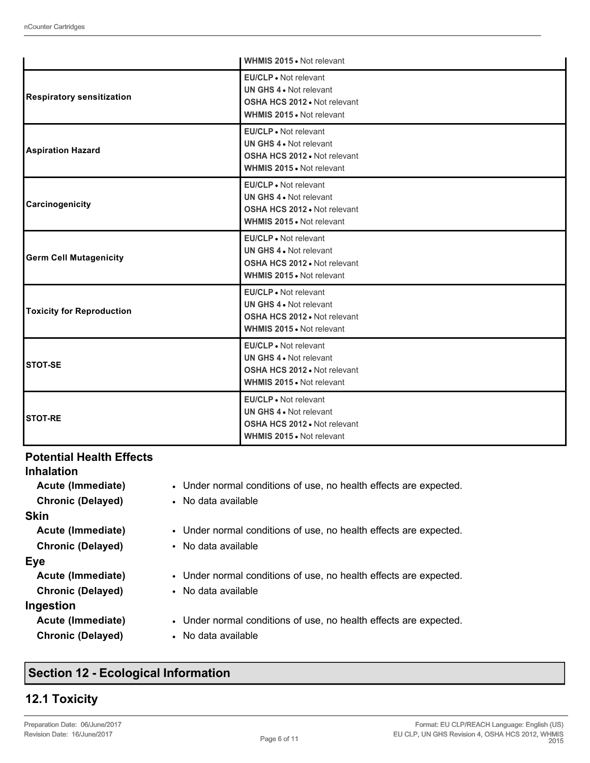| | |
|---|---|
| | **WHMIS 2015** • Not relevant |
| **Respiratory sensitization** | **EU/CLP** • Not relevant<br>**UN GHS 4** • Not relevant<br>**OSHA HCS 2012** • Not relevant<br>**WHMIS 2015** • Not relevant |
| **Aspiration Hazard** | **EU/CLP** • Not relevant<br>**UN GHS 4** • Not relevant<br>**OSHA HCS 2012** • Not relevant<br>**WHMIS 2015** • Not relevant |
| **Carcinogenicity** | **EU/CLP** • Not relevant<br>**UN GHS 4** • Not relevant<br>**OSHA HCS 2012** • Not relevant<br>**WHMIS 2015** • Not relevant |
| **Germ Cell Mutagenicity** | **EU/CLP** • Not relevant<br>**UN GHS 4** • Not relevant<br>**OSHA HCS 2012** • Not relevant<br>**WHMIS 2015** • Not relevant |
| **Toxicity for Reproduction** | **EU/CLP** • Not relevant<br>**UN GHS 4** • Not relevant<br>**OSHA HCS 2012** • Not relevant<br>**WHMIS 2015** • Not relevant |
| **STOT-SE** | **EU/CLP** • Not relevant<br>**UN GHS 4** • Not relevant<br>**OSHA HCS 2012** • Not relevant<br>**WHMIS 2015** • Not relevant |
| **STOT-RE** | **EU/CLP** • Not relevant<br>**UN GHS 4** • Not relevant<br>**OSHA HCS 2012** • Not relevant<br>**WHMIS 2015** • Not relevant |

### Potential Health Effects

**Inhalation**

- **Acute (Immediate)** • Under normal conditions of use, no health effects are expected.
- **Chronic (Delayed)** • No data available

**Skin**

- **Acute (Immediate)** • Under normal conditions of use, no health effects are expected.
- **Chronic (Delayed)** • No data available

**Eye**

- **Acute (Immediate)** • Under normal conditions of use, no health effects are expected.
- **Chronic (Delayed)** • No data available

**Ingestion**

- **Acute (Immediate)** • Under normal conditions of use, no health effects are expected.
- **Chronic (Delayed)** • No data available

## Section 12 - Ecological Information

### 12.1 Toxicity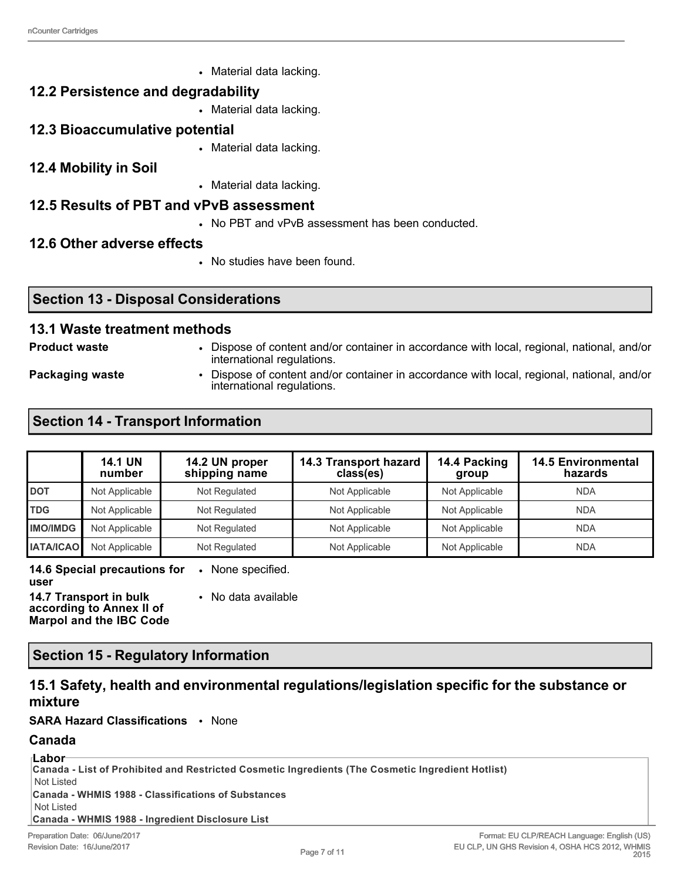- Material data lacking.

### 12.2 Persistence and degradability

- Material data lacking.

### 12.3 Bioaccumulative potential

- Material data lacking.

### 12.4 Mobility in Soil

- Material data lacking.

### 12.5 Results of PBT and vPvB assessment

- No PBT and vPvB assessment has been conducted.

### 12.6 Other adverse effects

- No studies have been found.

## Section 13 - Disposal Considerations

### 13.1 Waste treatment methods

**Product waste**
- Dispose of content and/or container in accordance with local, regional, national, and/or international regulations.

**Packaging waste**
- Dispose of content and/or container in accordance with local, regional, national, and/or international regulations.

## Section 14 - Transport Information

| | 14.1 UN number | 14.2 UN proper shipping name | 14.3 Transport hazard class(es) | 14.4 Packing group | 14.5 Environmental hazards |
|---|---|---|---|---|---|
| **DOT** | Not Applicable | Not Regulated | Not Applicable | Not Applicable | NDA |
| **TDG** | Not Applicable | Not Regulated | Not Applicable | Not Applicable | NDA |
| **IMO/IMDG** | Not Applicable | Not Regulated | Not Applicable | Not Applicable | NDA |
| **IATA/ICAO** | Not Applicable | Not Regulated | Not Applicable | Not Applicable | NDA |

**14.6 Special precautions for user**
- None specified.

**14.7 Transport in bulk according to Annex II of Marpol and the IBC Code**
- No data available

## Section 15 - Regulatory Information

### 15.1 Safety, health and environmental regulations/legislation specific for the substance or mixture

**SARA Hazard Classifications**
- None

### Canada

**Labor**

**Canada - List of Prohibited and Restricted Cosmetic Ingredients (The Cosmetic Ingredient Hotlist)**

Not Listed

**Canada - WHMIS 1988 - Classifications of Substances**

Not Listed

**Canada - WHMIS 1988 - Ingredient Disclosure List**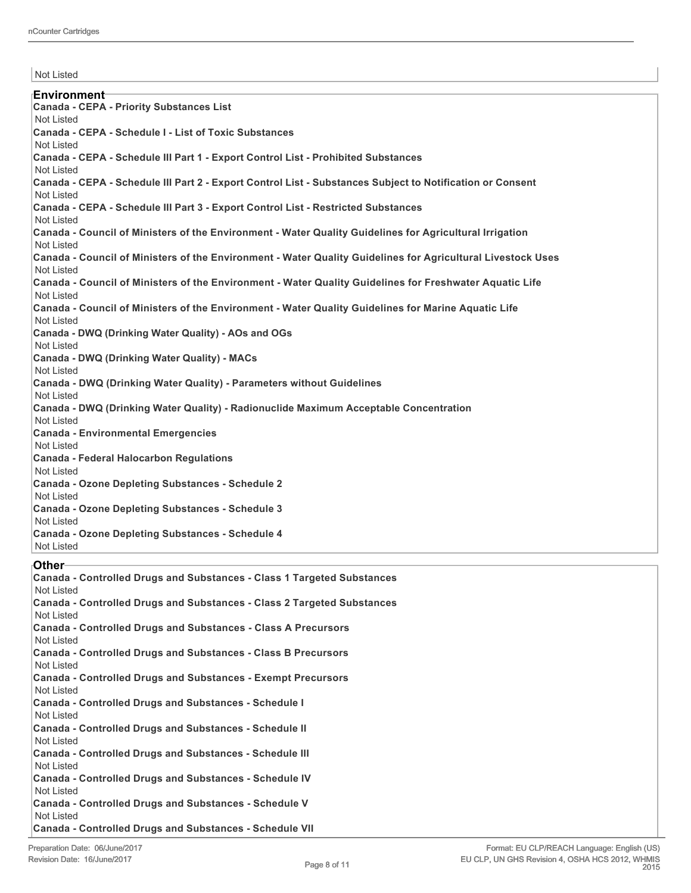Not Listed

## Environment

**Canada - CEPA - Priority Substances List**
Not Listed
**Canada - CEPA - Schedule I - List of Toxic Substances**
Not Listed
**Canada - CEPA - Schedule III Part 1 - Export Control List - Prohibited Substances**
Not Listed
**Canada - CEPA - Schedule III Part 2 - Export Control List - Substances Subject to Notification or Consent**
Not Listed
**Canada - CEPA - Schedule III Part 3 - Export Control List - Restricted Substances**
Not Listed
**Canada - Council of Ministers of the Environment - Water Quality Guidelines for Agricultural Irrigation**
Not Listed
**Canada - Council of Ministers of the Environment - Water Quality Guidelines for Agricultural Livestock Uses**
Not Listed
**Canada - Council of Ministers of the Environment - Water Quality Guidelines for Freshwater Aquatic Life**
Not Listed
**Canada - Council of Ministers of the Environment - Water Quality Guidelines for Marine Aquatic Life**
Not Listed
**Canada - DWQ (Drinking Water Quality) - AOs and OGs**
Not Listed
**Canada - DWQ (Drinking Water Quality) - MACs**
Not Listed
**Canada - DWQ (Drinking Water Quality) - Parameters without Guidelines**
Not Listed
**Canada - DWQ (Drinking Water Quality) - Radionuclide Maximum Acceptable Concentration**
Not Listed
**Canada - Environmental Emergencies**
Not Listed
**Canada - Federal Halocarbon Regulations**
Not Listed
**Canada - Ozone Depleting Substances - Schedule 2**
Not Listed
**Canada - Ozone Depleting Substances - Schedule 3**
Not Listed
**Canada - Ozone Depleting Substances - Schedule 4**
Not Listed

## Other

**Canada - Controlled Drugs and Substances - Class 1 Targeted Substances**
Not Listed
**Canada - Controlled Drugs and Substances - Class 2 Targeted Substances**
Not Listed
**Canada - Controlled Drugs and Substances - Class A Precursors**
Not Listed
**Canada - Controlled Drugs and Substances - Class B Precursors**
Not Listed
**Canada - Controlled Drugs and Substances - Exempt Precursors**
Not Listed
**Canada - Controlled Drugs and Substances - Schedule I**
Not Listed
**Canada - Controlled Drugs and Substances - Schedule II**
Not Listed
**Canada - Controlled Drugs and Substances - Schedule III**
Not Listed
**Canada - Controlled Drugs and Substances - Schedule IV**
Not Listed
**Canada - Controlled Drugs and Substances - Schedule V**
Not Listed
**Canada - Controlled Drugs and Substances - Schedule VII**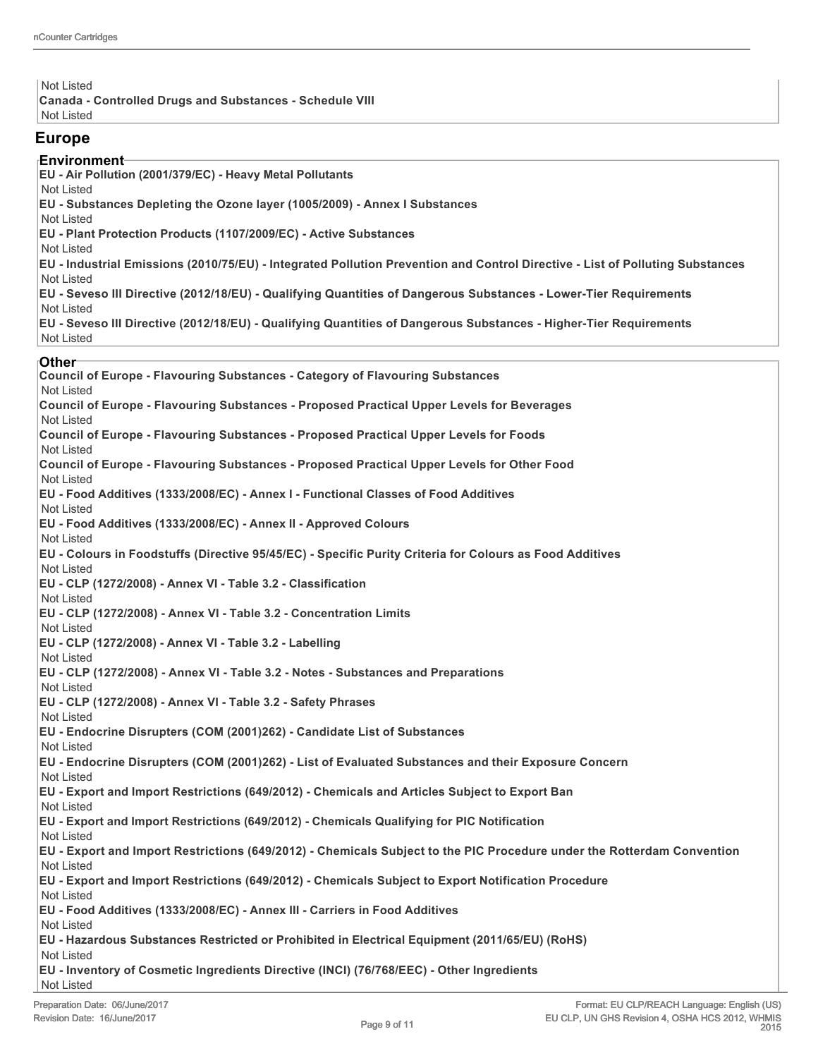Not Listed

**Canada - Controlled Drugs and Substances - Schedule VIII**

Not Listed

## Europe

### Environment

**EU - Air Pollution (2001/379/EC) - Heavy Metal Pollutants**

Not Listed

**EU - Substances Depleting the Ozone layer (1005/2009) - Annex I Substances**

Not Listed

**EU - Plant Protection Products (1107/2009/EC) - Active Substances**

Not Listed

**EU - Industrial Emissions (2010/75/EU) - Integrated Pollution Prevention and Control Directive - List of Polluting Substances**

Not Listed

**EU - Seveso III Directive (2012/18/EU) - Qualifying Quantities of Dangerous Substances - Lower-Tier Requirements**

Not Listed

**EU - Seveso III Directive (2012/18/EU) - Qualifying Quantities of Dangerous Substances - Higher-Tier Requirements**

Not Listed

### Other

**Council of Europe - Flavouring Substances - Category of Flavouring Substances**

Not Listed

**Council of Europe - Flavouring Substances - Proposed Practical Upper Levels for Beverages**

Not Listed

**Council of Europe - Flavouring Substances - Proposed Practical Upper Levels for Foods**

Not Listed

**Council of Europe - Flavouring Substances - Proposed Practical Upper Levels for Other Food**

Not Listed

**EU - Food Additives (1333/2008/EC) - Annex I - Functional Classes of Food Additives**

Not Listed

**EU - Food Additives (1333/2008/EC) - Annex II - Approved Colours**

Not Listed

**EU - Colours in Foodstuffs (Directive 95/45/EC) - Specific Purity Criteria for Colours as Food Additives**

Not Listed

**EU - CLP (1272/2008) - Annex VI - Table 3.2 - Classification**

Not Listed

**EU - CLP (1272/2008) - Annex VI - Table 3.2 - Concentration Limits**

Not Listed

**EU - CLP (1272/2008) - Annex VI - Table 3.2 - Labelling**

Not Listed

**EU - CLP (1272/2008) - Annex VI - Table 3.2 - Notes - Substances and Preparations**

Not Listed

**EU - CLP (1272/2008) - Annex VI - Table 3.2 - Safety Phrases**

Not Listed

**EU - Endocrine Disrupters (COM (2001)262) - Candidate List of Substances**

Not Listed

**EU - Endocrine Disrupters (COM (2001)262) - List of Evaluated Substances and their Exposure Concern**

Not Listed

**EU - Export and Import Restrictions (649/2012) - Chemicals and Articles Subject to Export Ban**

Not Listed

**EU - Export and Import Restrictions (649/2012) - Chemicals Qualifying for PIC Notification**

Not Listed

**EU - Export and Import Restrictions (649/2012) - Chemicals Subject to the PIC Procedure under the Rotterdam Convention**

Not Listed

**EU - Export and Import Restrictions (649/2012) - Chemicals Subject to Export Notification Procedure**

Not Listed

**EU - Food Additives (1333/2008/EC) - Annex III - Carriers in Food Additives**

Not Listed

**EU - Hazardous Substances Restricted or Prohibited in Electrical Equipment (2011/65/EU) (RoHS)**

Not Listed

**EU - Inventory of Cosmetic Ingredients Directive (INCI) (76/768/EEC) - Other Ingredients**

Not Listed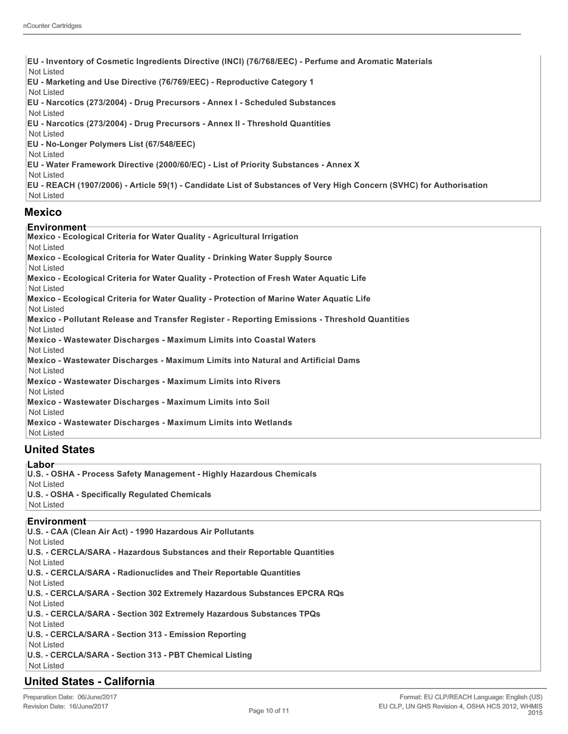**EU - Inventory of Cosmetic Ingredients Directive (INCI) (76/768/EEC) - Perfume and Aromatic Materials**
Not Listed
**EU - Marketing and Use Directive (76/769/EEC) - Reproductive Category 1**
Not Listed
**EU - Narcotics (273/2004) - Drug Precursors - Annex I - Scheduled Substances**
Not Listed
**EU - Narcotics (273/2004) - Drug Precursors - Annex II - Threshold Quantities**
Not Listed
**EU - No-Longer Polymers List (67/548/EEC)**
Not Listed
**EU - Water Framework Directive (2000/60/EC) - List of Priority Substances - Annex X**
Not Listed
**EU - REACH (1907/2006) - Article 59(1) - Candidate List of Substances of Very High Concern (SVHC) for Authorisation**
Not Listed

## Mexico

### Environment

**Mexico - Ecological Criteria for Water Quality - Agricultural Irrigation**
Not Listed
**Mexico - Ecological Criteria for Water Quality - Drinking Water Supply Source**
Not Listed
**Mexico - Ecological Criteria for Water Quality - Protection of Fresh Water Aquatic Life**
Not Listed
**Mexico - Ecological Criteria for Water Quality - Protection of Marine Water Aquatic Life**
Not Listed
**Mexico - Pollutant Release and Transfer Register - Reporting Emissions - Threshold Quantities**
Not Listed
**Mexico - Wastewater Discharges - Maximum Limits into Coastal Waters**
Not Listed
**Mexico - Wastewater Discharges - Maximum Limits into Natural and Artificial Dams**
Not Listed
**Mexico - Wastewater Discharges - Maximum Limits into Rivers**
Not Listed
**Mexico - Wastewater Discharges - Maximum Limits into Soil**
Not Listed
**Mexico - Wastewater Discharges - Maximum Limits into Wetlands**
Not Listed

## United States

### Labor

**U.S. - OSHA - Process Safety Management - Highly Hazardous Chemicals**
Not Listed
**U.S. - OSHA - Specifically Regulated Chemicals**
Not Listed

### Environment

**U.S. - CAA (Clean Air Act) - 1990 Hazardous Air Pollutants**
Not Listed
**U.S. - CERCLA/SARA - Hazardous Substances and their Reportable Quantities**
Not Listed
**U.S. - CERCLA/SARA - Radionuclides and Their Reportable Quantities**
Not Listed
**U.S. - CERCLA/SARA - Section 302 Extremely Hazardous Substances EPCRA RQs**
Not Listed
**U.S. - CERCLA/SARA - Section 302 Extremely Hazardous Substances TPQs**
Not Listed
**U.S. - CERCLA/SARA - Section 313 - Emission Reporting**
Not Listed
**U.S. - CERCLA/SARA - Section 313 - PBT Chemical Listing**
Not Listed

## United States - California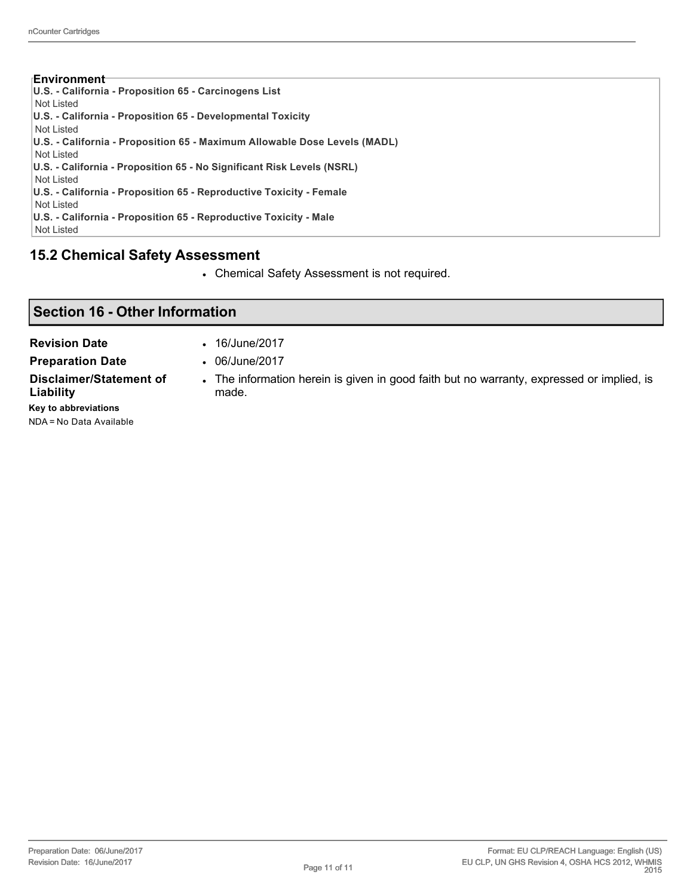**Environment**

**U.S. - California - Proposition 65 - Carcinogens List**
Not Listed
**U.S. - California - Proposition 65 - Developmental Toxicity**
Not Listed
**U.S. - California - Proposition 65 - Maximum Allowable Dose Levels (MADL)**
Not Listed
**U.S. - California - Proposition 65 - No Significant Risk Levels (NSRL)**
Not Listed
**U.S. - California - Proposition 65 - Reproductive Toxicity - Female**
Not Listed
**U.S. - California - Proposition 65 - Reproductive Toxicity - Male**
Not Listed

## 15.2 Chemical Safety Assessment

- Chemical Safety Assessment is not required.

## Section 16 - Other Information

**Revision Date**
- 16/June/2017

**Preparation Date**
- 06/June/2017

**Disclaimer/Statement of Liability**
- The information herein is given in good faith but no warranty, expressed or implied, is made.

**Key to abbreviations**
NDA = No Data Available